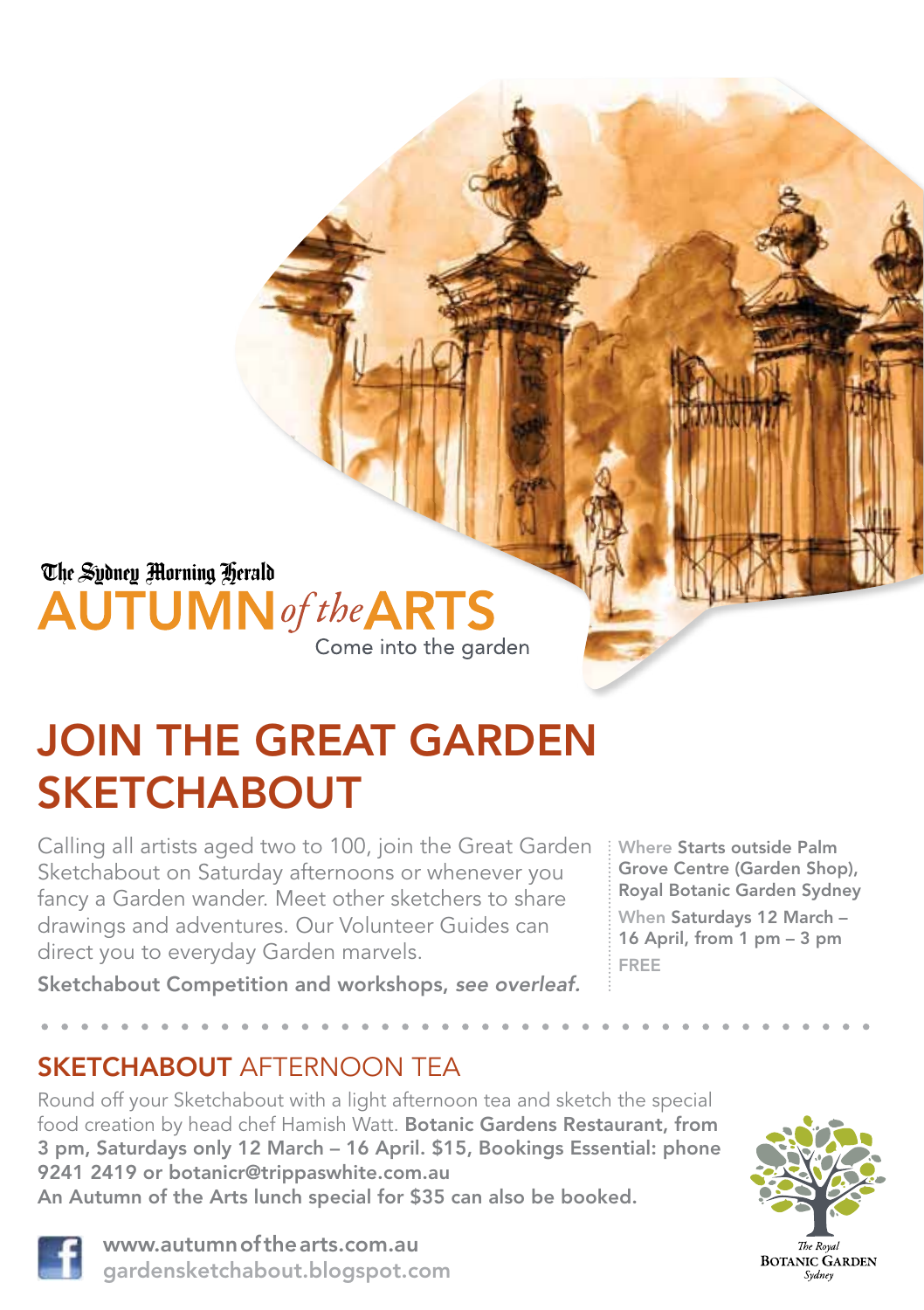The Sydney Morning Herald

# AUTUMN *of the* ARTS

Come into the garden

## JOIN THE GREAT GARDEN SKETCHABOUT

Calling all artists aged two to 100, join the Great Garden Sketchabout on Saturday afternoons or whenever you fancy a Garden wander. Meet other sketchers to share drawings and adventures. Our Volunteer Guides can direct you to everyday Garden marvels.

**Sketchabout Competition and workshops,** ***see overleaf.***

Where **Starts outside Palm Grove Centre (Garden Shop), Royal Botanic Garden Sydney**

When **Saturdays 12 March – 16 April, from 1 pm – 3 pm**

**FREE**

## SKETCHABOUT AFTERNOON TEA

Round off your Sketchabout with a light afternoon tea and sketch the special food creation by head chef Hamish Watt. **Botanic Gardens Restaurant, from 3 pm, Saturdays only 12 March – 16 April. $15, Bookings Essential: phone 9241 2419 or botanicr@trippaswhite.com.au**

**An Autumn of the Arts lunch special for $35 can also be booked.**

**www.autumnofthearts.com.au**

**gardensketchabout.blogspot.com**

The Royal Botanic Garden Sydney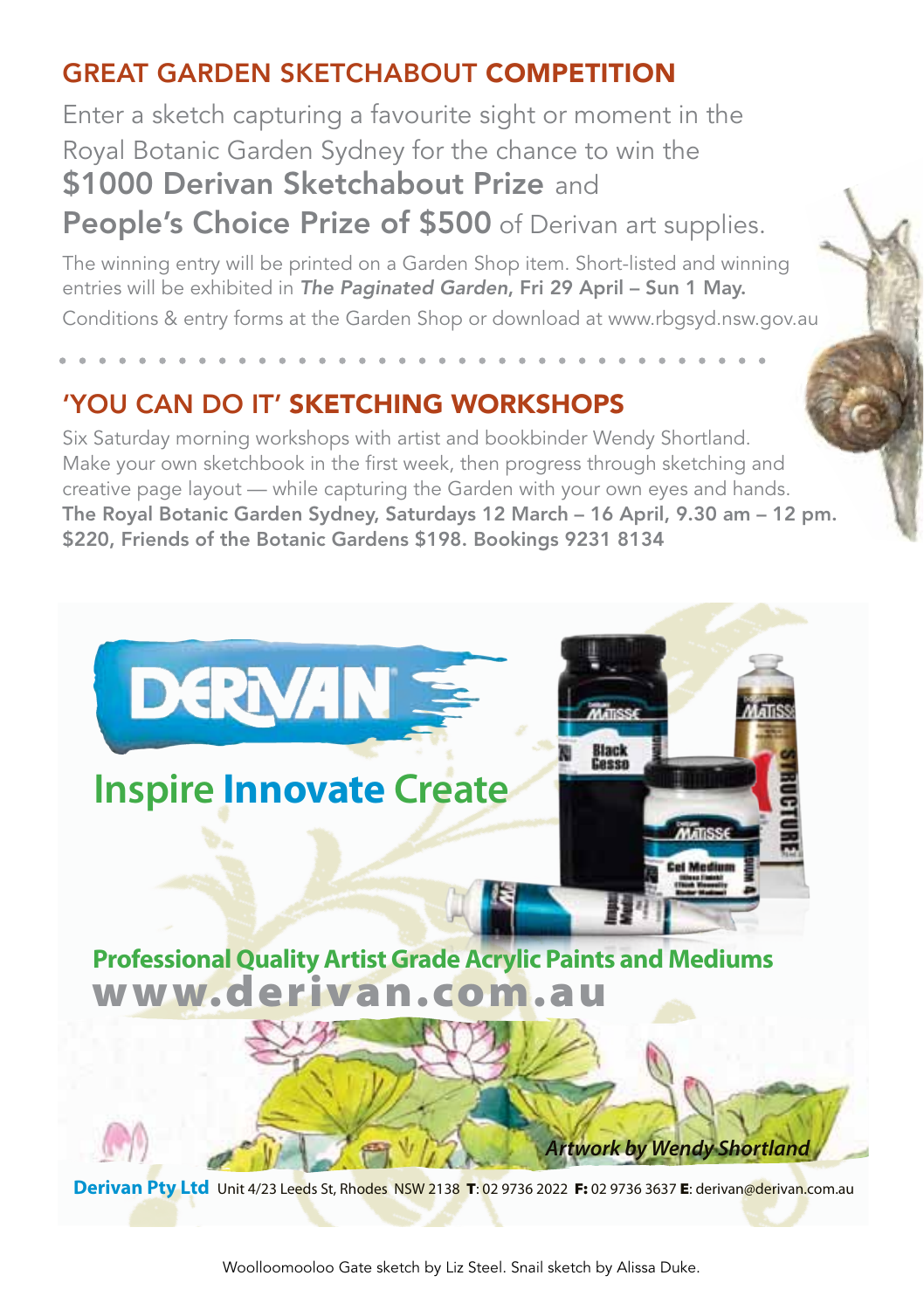## GREAT GARDEN SKETCHABOUT **COMPETITION**

Enter a sketch capturing a favourite sight or moment in the Royal Botanic Garden Sydney for the chance to win the **$1000 Derivan Sketchabout Prize** and **People's Choice Prize of $500** of Derivan art supplies.

The winning entry will be printed on a Garden Shop item. Short-listed and winning entries will be exhibited in ***The Paginated Garden*, Fri 29 April – Sun 1 May.**

Conditions & entry forms at the Garden Shop or download at www.rbgsyd.nsw.gov.au

## 'YOU CAN DO IT' **SKETCHING WORKSHOPS**

Six Saturday morning workshops with artist and bookbinder Wendy Shortland. Make your own sketchbook in the first week, then progress through sketching and creative page layout — while capturing the Garden with your own eyes and hands.

**The Royal Botanic Garden Sydney, Saturdays 12 March – 16 April, 9.30 am – 12 pm. $220, Friends of the Botanic Gardens $198. Bookings 9231 8134**

DERIVAN

**Inspire Innovate Create**

**Professional Quality Artist Grade Acrylic Paints and Mediums**

**www.derivan.com.au**

*Artwork by Wendy Shortland*

**Derivan Pty Ltd** Unit 4/23 Leeds St, Rhodes NSW 2138 **T**: 02 9736 2022 **F:** 02 9736 3637 **E**: derivan@derivan.com.au

Woolloomooloo Gate sketch by Liz Steel. Snail sketch by Alissa Duke.